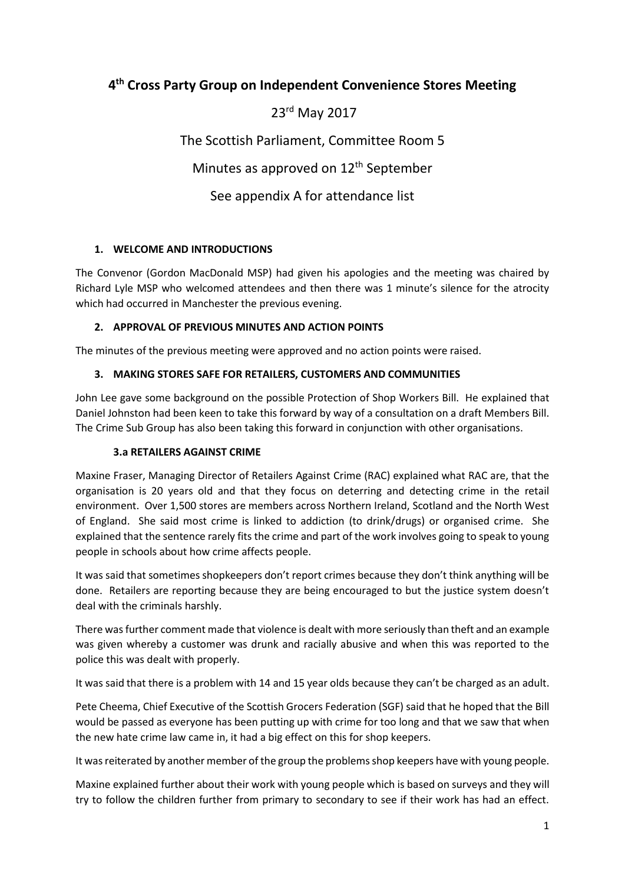# 4th Cross Party Group on Independent Convenience Stores Meeting

23rd May 2017

The Scottish Parliament, Committee Room 5

Minutes as approved on 12th September

See appendix A for attendance list

## 1. WELCOME AND INTRODUCTIONS

The Convenor (Gordon MacDonald MSP) had given his apologies and the meeting was chaired by Richard Lyle MSP who welcomed attendees and then there was 1 minute's silence for the atrocity which had occurred in Manchester the previous evening.

## 2. APPROVAL OF PREVIOUS MINUTES AND ACTION POINTS

The minutes of the previous meeting were approved and no action points were raised.

## 3. MAKING STORES SAFE FOR RETAILERS, CUSTOMERS AND COMMUNITIES

John Lee gave some background on the possible Protection of Shop Workers Bill. He explained that Daniel Johnston had been keen to take this forward by way of a consultation on a draft Members Bill. The Crime Sub Group has also been taking this forward in conjunction with other organisations.

### 3.a RETAILERS AGAINST CRIME

Maxine Fraser, Managing Director of Retailers Against Crime (RAC) explained what RAC are, that the organisation is 20 years old and that they focus on deterring and detecting crime in the retail environment. Over 1,500 stores are members across Northern Ireland, Scotland and the North West of England. She said most crime is linked to addiction (to drink/drugs) or organised crime. She explained that the sentence rarely fits the crime and part of the work involves going to speak to young people in schools about how crime affects people.

It was said that sometimes shopkeepers don't report crimes because they don't think anything will be done. Retailers are reporting because they are being encouraged to but the justice system doesn't deal with the criminals harshly.

There was further comment made that violence is dealt with more seriously than theft and an example was given whereby a customer was drunk and racially abusive and when this was reported to the police this was dealt with properly.

It was said that there is a problem with 14 and 15 year olds because they can't be charged as an adult.

Pete Cheema, Chief Executive of the Scottish Grocers Federation (SGF) said that he hoped that the Bill would be passed as everyone has been putting up with crime for too long and that we saw that when the new hate crime law came in, it had a big effect on this for shop keepers.

It was reiterated by another member of the group the problems shop keepers have with young people.

Maxine explained further about their work with young people which is based on surveys and they will try to follow the children further from primary to secondary to see if their work has had an effect.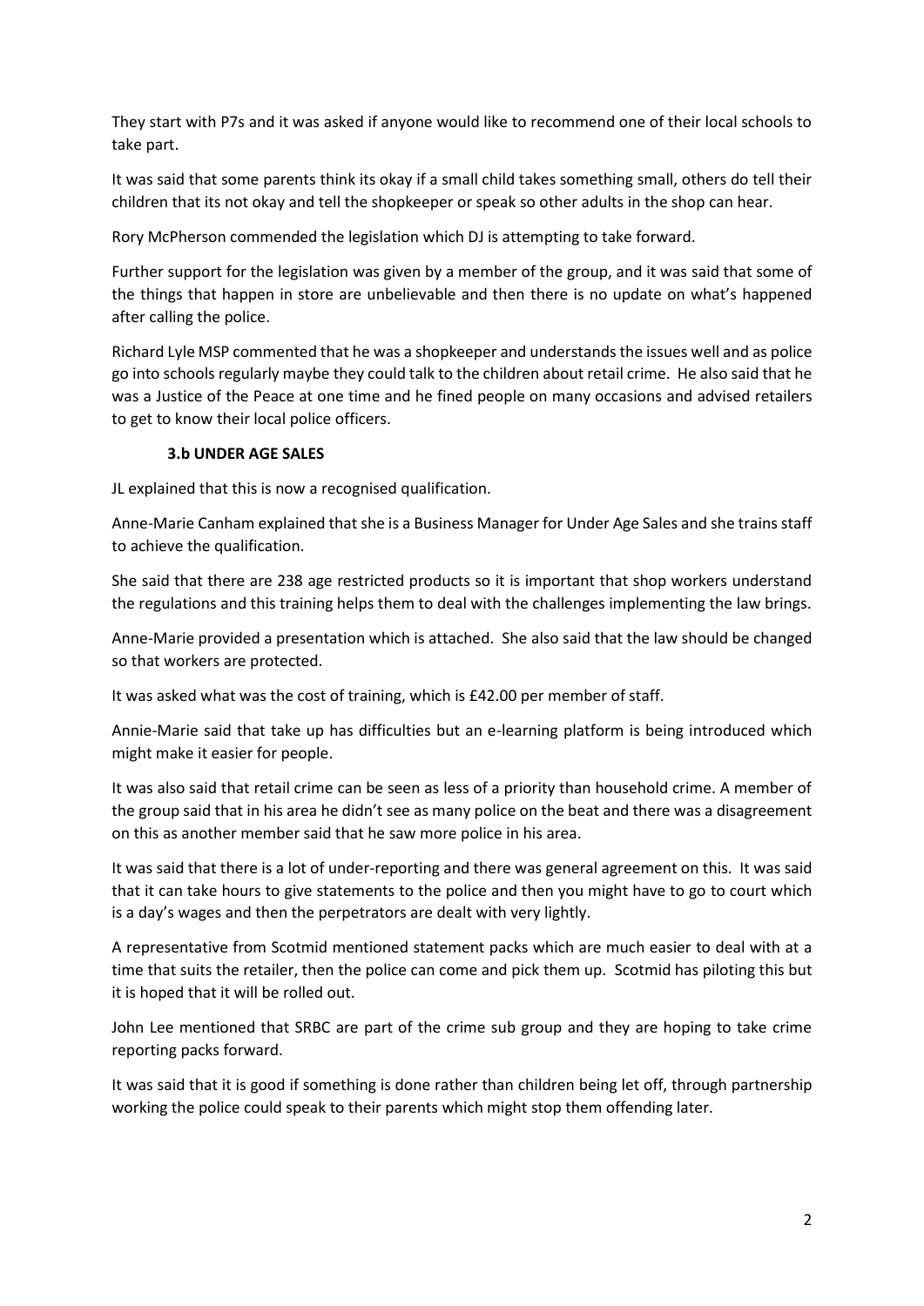They start with P7s and it was asked if anyone would like to recommend one of their local schools to take part.

It was said that some parents think its okay if a small child takes something small, others do tell their children that its not okay and tell the shopkeeper or speak so other adults in the shop can hear.

Rory McPherson commended the legislation which DJ is attempting to take forward.

Further support for the legislation was given by a member of the group, and it was said that some of the things that happen in store are unbelievable and then there is no update on what's happened after calling the police.

Richard Lyle MSP commented that he was a shopkeeper and understands the issues well and as police go into schools regularly maybe they could talk to the children about retail crime. He also said that he was a Justice of the Peace at one time and he fined people on many occasions and advised retailers to get to know their local police officers.

### 3.b UNDER AGE SALES

JL explained that this is now a recognised qualification.

Anne-Marie Canham explained that she is a Business Manager for Under Age Sales and she trains staff to achieve the qualification.

She said that there are 238 age restricted products so it is important that shop workers understand the regulations and this training helps them to deal with the challenges implementing the law brings.

Anne-Marie provided a presentation which is attached. She also said that the law should be changed so that workers are protected.

It was asked what was the cost of training, which is £42.00 per member of staff.

Annie-Marie said that take up has difficulties but an e-learning platform is being introduced which might make it easier for people.

It was also said that retail crime can be seen as less of a priority than household crime. A member of the group said that in his area he didn't see as many police on the beat and there was a disagreement on this as another member said that he saw more police in his area.

It was said that there is a lot of under-reporting and there was general agreement on this. It was said that it can take hours to give statements to the police and then you might have to go to court which is a day's wages and then the perpetrators are dealt with very lightly.

A representative from Scotmid mentioned statement packs which are much easier to deal with at a time that suits the retailer, then the police can come and pick them up. Scotmid has piloting this but it is hoped that it will be rolled out.

John Lee mentioned that SRBC are part of the crime sub group and they are hoping to take crime reporting packs forward.

It was said that it is good if something is done rather than children being let off, through partnership working the police could speak to their parents which might stop them offending later.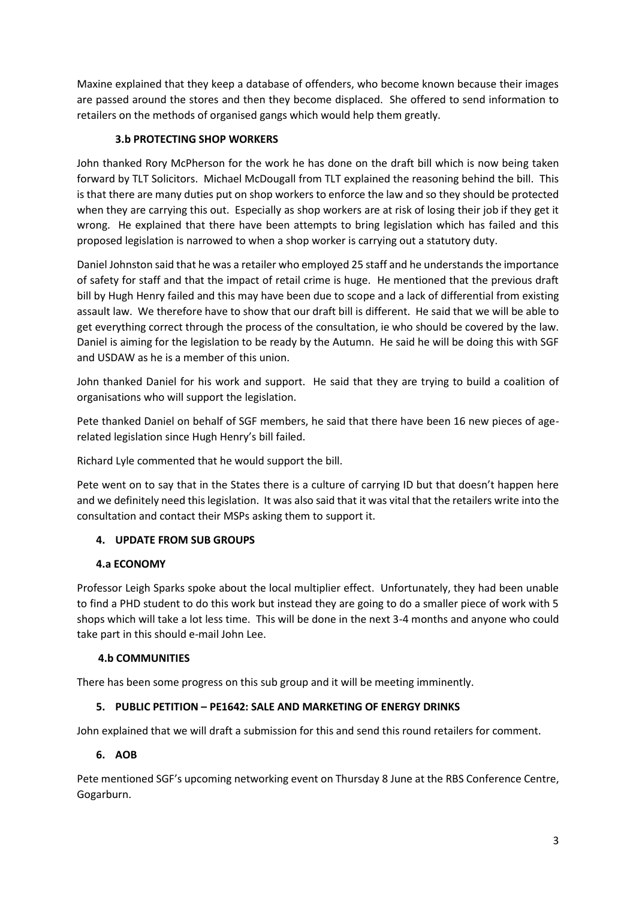Maxine explained that they keep a database of offenders, who become known because their images are passed around the stores and then they become displaced. She offered to send information to retailers on the methods of organised gangs which would help them greatly.

### 3.b PROTECTING SHOP WORKERS

John thanked Rory McPherson for the work he has done on the draft bill which is now being taken forward by TLT Solicitors. Michael McDougall from TLT explained the reasoning behind the bill. This is that there are many duties put on shop workers to enforce the law and so they should be protected when they are carrying this out. Especially as shop workers are at risk of losing their job if they get it wrong. He explained that there have been attempts to bring legislation which has failed and this proposed legislation is narrowed to when a shop worker is carrying out a statutory duty.

Daniel Johnston said that he was a retailer who employed 25 staff and he understands the importance of safety for staff and that the impact of retail crime is huge. He mentioned that the previous draft bill by Hugh Henry failed and this may have been due to scope and a lack of differential from existing assault law. We therefore have to show that our draft bill is different. He said that we will be able to get everything correct through the process of the consultation, ie who should be covered by the law. Daniel is aiming for the legislation to be ready by the Autumn. He said he will be doing this with SGF and USDAW as he is a member of this union.

John thanked Daniel for his work and support. He said that they are trying to build a coalition of organisations who will support the legislation.

Pete thanked Daniel on behalf of SGF members, he said that there have been 16 new pieces of age-related legislation since Hugh Henry's bill failed.

Richard Lyle commented that he would support the bill.

Pete went on to say that in the States there is a culture of carrying ID but that doesn't happen here and we definitely need this legislation. It was also said that it was vital that the retailers write into the consultation and contact their MSPs asking them to support it.

## 4. UPDATE FROM SUB GROUPS

### 4.a ECONOMY

Professor Leigh Sparks spoke about the local multiplier effect. Unfortunately, they had been unable to find a PHD student to do this work but instead they are going to do a smaller piece of work with 5 shops which will take a lot less time. This will be done in the next 3-4 months and anyone who could take part in this should e-mail John Lee.

### 4.b COMMUNITIES

There has been some progress on this sub group and it will be meeting imminently.

## 5. PUBLIC PETITION – PE1642: SALE AND MARKETING OF ENERGY DRINKS

John explained that we will draft a submission for this and send this round retailers for comment.

## 6. AOB

Pete mentioned SGF's upcoming networking event on Thursday 8 June at the RBS Conference Centre, Gogarburn.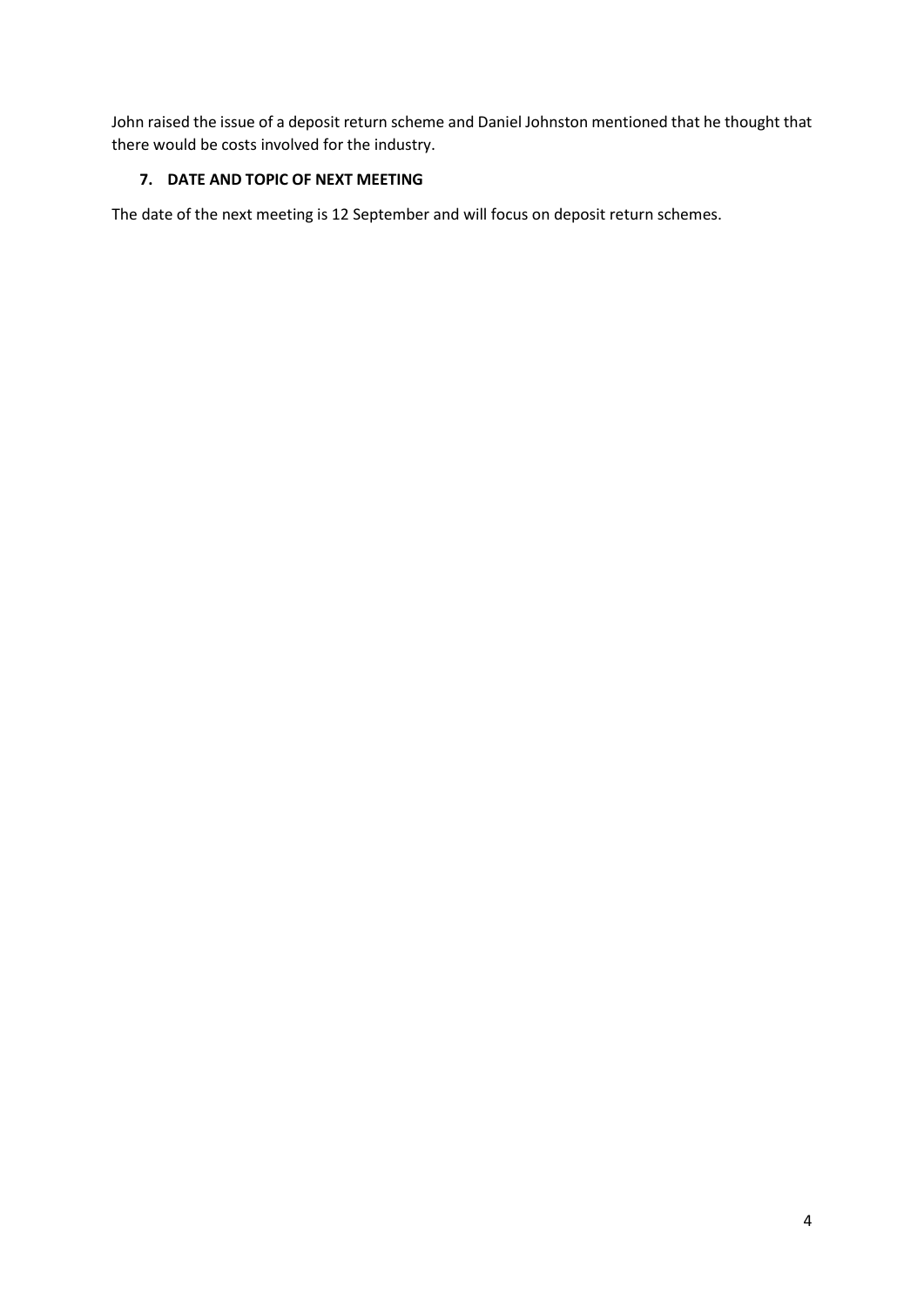John raised the issue of a deposit return scheme and Daniel Johnston mentioned that he thought that there would be costs involved for the industry.

## 7. DATE AND TOPIC OF NEXT MEETING

The date of the next meeting is 12 September and will focus on deposit return schemes.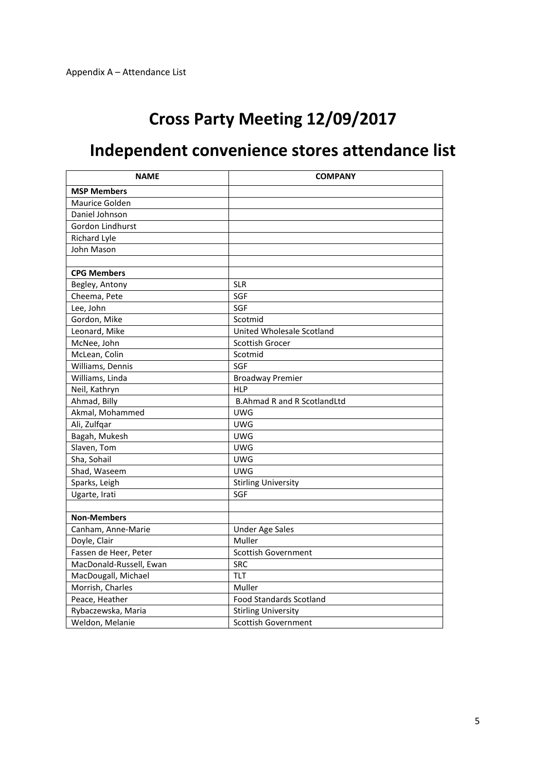Appendix A – Attendance List

# Cross Party Meeting 12/09/2017

# Independent convenience stores attendance list

| NAME | COMPANY |
|---|---|
| **MSP Members** | |
| Maurice Golden | |
| Daniel Johnson | |
| Gordon Lindhurst | |
| Richard Lyle | |
| John Mason | |
| | |
| **CPG Members** | |
| Begley, Antony | SLR |
| Cheema, Pete | SGF |
| Lee, John | SGF |
| Gordon, Mike | Scotmid |
| Leonard, Mike | United Wholesale Scotland |
| McNee, John | Scottish Grocer |
| McLean, Colin | Scotmid |
| Williams, Dennis | SGF |
| Williams, Linda | Broadway Premier |
| Neil, Kathryn | HLP |
| Ahmad, Billy | B.Ahmad R and R ScotlandLtd |
| Akmal, Mohammed | UWG |
| Ali, Zulfqar | UWG |
| Bagah, Mukesh | UWG |
| Slaven, Tom | UWG |
| Sha, Sohail | UWG |
| Shad, Waseem | UWG |
| Sparks, Leigh | Stirling University |
| Ugarte, Irati | SGF |
| | |
| **Non-Members** | |
| Canham, Anne-Marie | Under Age Sales |
| Doyle, Clair | Muller |
| Fassen de Heer, Peter | Scottish Government |
| MacDonald-Russell, Ewan | SRC |
| MacDougall, Michael | TLT |
| Morrish, Charles | Muller |
| Peace, Heather | Food Standards Scotland |
| Rybaczewska, Maria | Stirling University |
| Weldon, Melanie | Scottish Government |